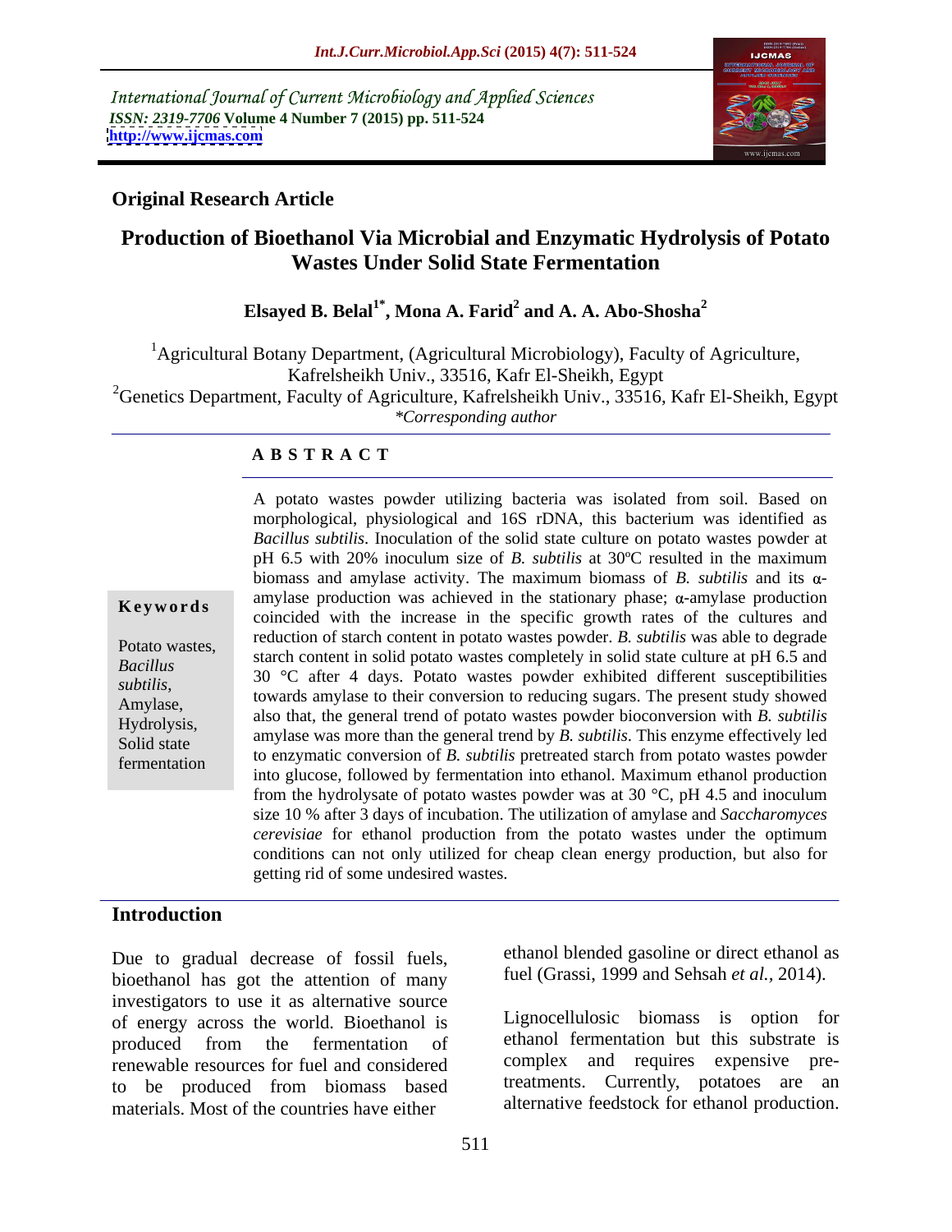International Journal of Current Microbiology and Applied Sciences
*ISSN: 2319-7706* **Volume 4 Number 7 (2015) pp. 511-524**
**http://www.ijcmas.com**

**Original Research Article**

# Production of Bioethanol Via Microbial and Enzymatic Hydrolysis of Potato Wastes Under Solid State Fermentation

**Elsayed B. Belal[1*], Mona A. Farid[2] and A. A. Abo-Shosha[2]**

[1]Agricultural Botany Department, (Agricultural Microbiology), Faculty of Agriculture, Kafrelsheikh Univ., 33516, Kafr El-Sheikh, Egypt
[2]Genetics Department, Faculty of Agriculture, Kafrelsheikh Univ., 33516, Kafr El-Sheikh, Egypt
*\*Corresponding author*

## ABSTRACT

A potato wastes powder utilizing bacteria was isolated from soil. Based on morphological, physiological and 16S rDNA, this bacterium was identified as *Bacillus subtilis*. Inoculation of the solid state culture on potato wastes powder at pH 6.5 with 20% inoculum size of *B. subtilis* at 30ºC resulted in the maximum biomass and amylase activity. The maximum biomass of *B. subtilis* and its α-amylase production was achieved in the stationary phase; α-amylase production coincided with the increase in the specific growth rates of the cultures and reduction of starch content in potato wastes powder. *B. subtilis* was able to degrade starch content in solid potato wastes completely in solid state culture at pH 6.5 and 30 °C after 4 days. Potato wastes powder exhibited different susceptibilities towards amylase to their conversion to reducing sugars. The present study showed also that, the general trend of potato wastes powder bioconversion with *B. subtilis* amylase was more than the general trend by *B. subtilis*. This enzyme effectively led to enzymatic conversion of *B. subtilis* pretreated starch from potato wastes powder into glucose, followed by fermentation into ethanol. Maximum ethanol production from the hydrolysate of potato wastes powder was at 30 °C, pH 4.5 and inoculum size 10 % after 3 days of incubation. The utilization of amylase and *Saccharomyces cerevisiae* for ethanol production from the potato wastes under the optimum conditions can not only utilized for cheap clean energy production, but also for getting rid of some undesired wastes.

**Keywords**

Potato wastes, *Bacillus subtilis*, Amylase, Hydrolysis, Solid state fermentation

## Introduction

Due to gradual decrease of fossil fuels, bioethanol has got the attention of many investigators to use it as alternative source of energy across the world. Bioethanol is produced from the fermentation of renewable resources for fuel and considered to be produced from biomass based materials. Most of the countries have either ethanol blended gasoline or direct ethanol as fuel (Grassi, 1999 and Sehsah *et al.*, 2014).

Lignocellulosic biomass is option for ethanol fermentation but this substrate is complex and requires expensive pre-treatments. Currently, potatoes are an alternative feedstock for ethanol production.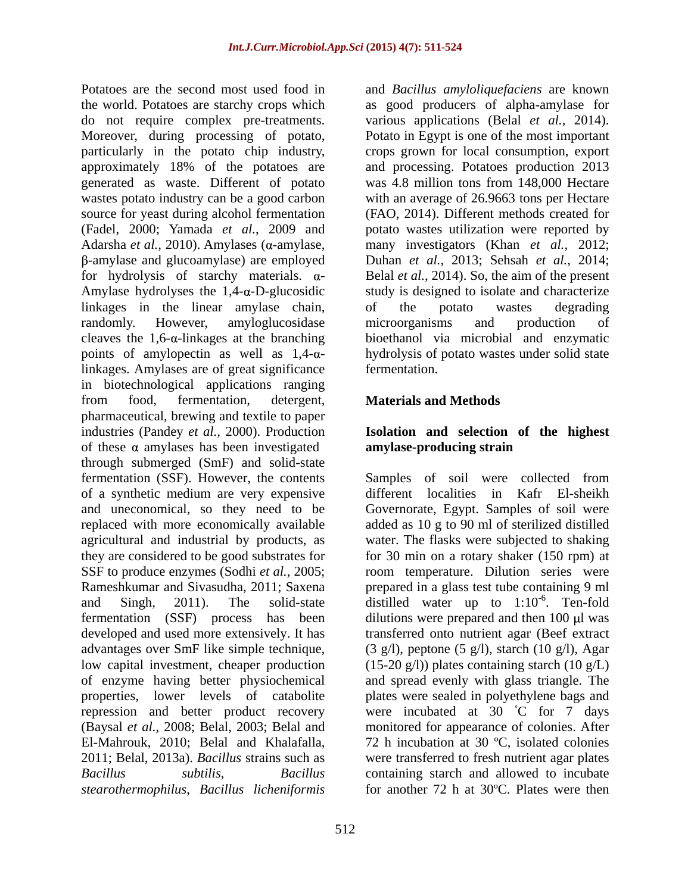Potatoes are the second most used food in the world. Potatoes are starchy crops which do not require complex pre-treatments. Moreover, during processing of potato, particularly in the potato chip industry, approximately 18% of the potatoes are generated as waste. Different of potato wastes potato industry can be a good carbon source for yeast during alcohol fermentation (Fadel, 2000; Yamada *et al.,* 2009 and Adarsha *et al.,* 2010). Amylases (α-amylase, β-amylase and glucoamylase) are employed for hydrolysis of starchy materials. α-Amylase hydrolyses the 1,4-α-D-glucosidic linkages in the linear amylase chain, randomly. However, amyloglucosidase cleaves the 1,6-α-linkages at the branching points of amylopectin as well as 1,4-α-linkages. Amylases are of great significance in biotechnological applications ranging from food, fermentation, detergent, pharmaceutical, brewing and textile to paper industries (Pandey *et al.,* 2000). Production of these α amylases has been investigated through submerged (SmF) and solid-state fermentation (SSF). However, the contents of a synthetic medium are very expensive and uneconomical, so they need to be replaced with more economically available agricultural and industrial by products, as they are considered to be good substrates for SSF to produce enzymes (Sodhi *et al.,* 2005; Rameshkumar and Sivasudha, 2011; Saxena and Singh, 2011). The solid-state fermentation (SSF) process has been developed and used more extensively. It has advantages over SmF like simple technique, low capital investment, cheaper production of enzyme having better physiochemical properties, lower levels of catabolite repression and better product recovery (Baysal *et al.,* 2008; Belal, 2003; Belal and El-Mahrouk, 2010; Belal and Khalafalla, 2011; Belal, 2013a). *Bacillus* strains such as *Bacillus subtilis*, *Bacillus stearothermophilus*, *Bacillus licheniformis* and *Bacillus amyloliquefaciens* are known as good producers of alpha-amylase for various applications (Belal *et al.,* 2014). Potato in Egypt is one of the most important crops grown for local consumption, export and processing. Potatoes production 2013 was 4.8 million tons from 148,000 Hectare with an average of 26.9663 tons per Hectare (FAO, 2014). Different methods created for potato wastes utilization were reported by many investigators (Khan *et al.,* 2012; Duhan *et al.,* 2013; Sehsah *et al.,* 2014; Belal *et al.,* 2014). So, the aim of the present study is designed to isolate and characterize of the potato wastes degrading microorganisms and production of bioethanol via microbial and enzymatic hydrolysis of potato wastes under solid state fermentation.

## Materials and Methods

### Isolation and selection of the highest amylase-producing strain

Samples of soil were collected from different localities in Kafr El-sheikh Governorate, Egypt. Samples of soil were added as 10 g to 90 ml of sterilized distilled water. The flasks were subjected to shaking for 30 min on a rotary shaker (150 rpm) at room temperature. Dilution series were prepared in a glass test tube containing 9 ml distilled water up to $1{:}10^{-6}$. Ten-fold dilutions were prepared and then 100 μl was transferred onto nutrient agar (Beef extract (3 g/l), peptone (5 g/l), starch (10 g/l), Agar (15-20 g/l)) plates containing starch (10 g/L) and spread evenly with glass triangle. The plates were sealed in polyethylene bags and were incubated at 30 ˚C for 7 days monitored for appearance of colonies. After 72 h incubation at 30 ºC, isolated colonies were transferred to fresh nutrient agar plates containing starch and allowed to incubate for another 72 h at 30ºC. Plates were then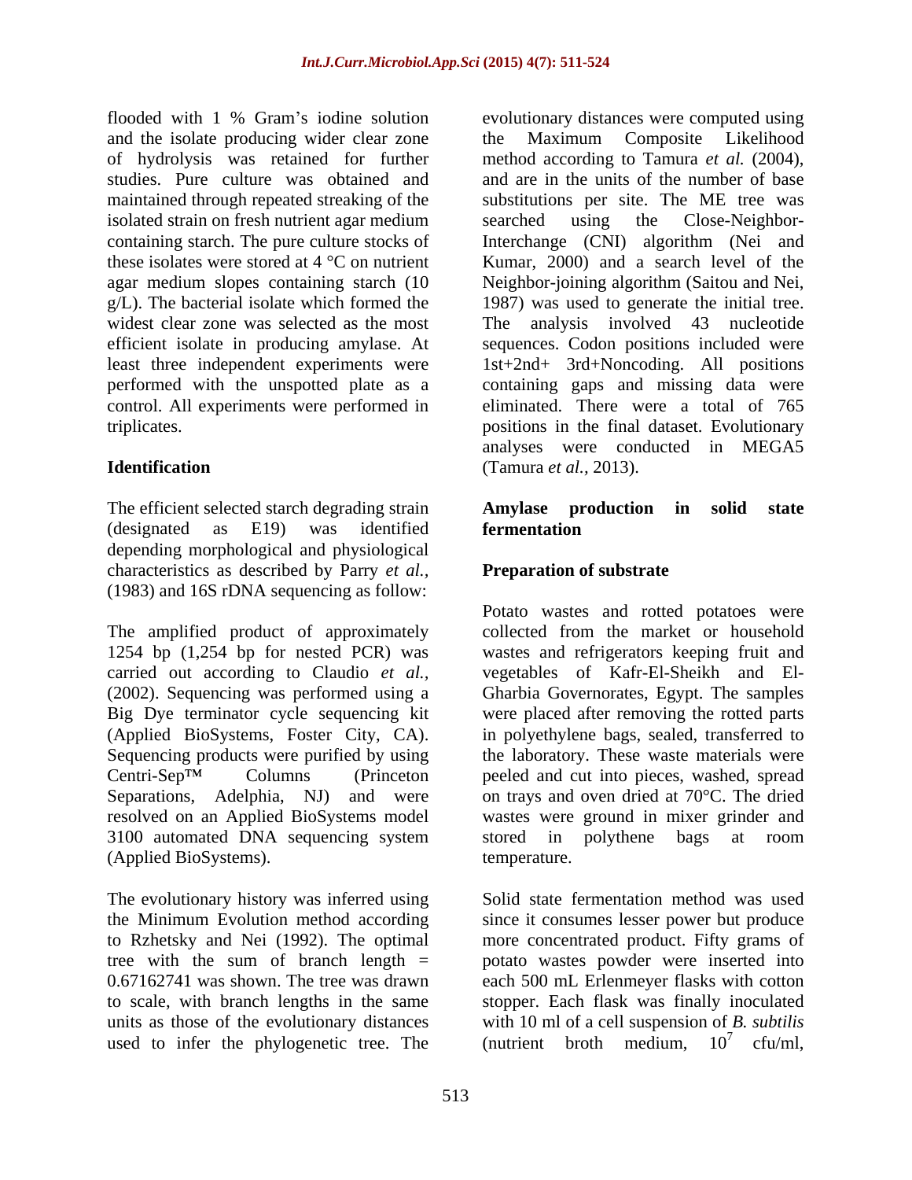flooded with 1 % Gram's iodine solution and the isolate producing wider clear zone of hydrolysis was retained for further studies. Pure culture was obtained and maintained through repeated streaking of the isolated strain on fresh nutrient agar medium containing starch. The pure culture stocks of these isolates were stored at 4 °C on nutrient agar medium slopes containing starch (10 g/L). The bacterial isolate which formed the widest clear zone was selected as the most efficient isolate in producing amylase. At least three independent experiments were performed with the unspotted plate as a control. All experiments were performed in triplicates.

## Identification

The efficient selected starch degrading strain (designated as E19) was identified depending morphological and physiological characteristics as described by Parry *et al.,* (1983) and 16S rDNA sequencing as follow:

The amplified product of approximately 1254 bp (1,254 bp for nested PCR) was carried out according to Claudio *et al.,* (2002). Sequencing was performed using a Big Dye terminator cycle sequencing kit (Applied BioSystems, Foster City, CA). Sequencing products were purified by using Centri-Sep™ Columns (Princeton Separations, Adelphia, NJ) and were resolved on an Applied BioSystems model 3100 automated DNA sequencing system (Applied BioSystems).

The evolutionary history was inferred using the Minimum Evolution method according to Rzhetsky and Nei (1992). The optimal tree with the sum of branch length = 0.67162741 was shown. The tree was drawn to scale, with branch lengths in the same units as those of the evolutionary distances used to infer the phylogenetic tree. The evolutionary distances were computed using the Maximum Composite Likelihood method according to Tamura *et al.* (2004), and are in the units of the number of base substitutions per site. The ME tree was searched using the Close-Neighbor-Interchange (CNI) algorithm (Nei and Kumar, 2000) and a search level of the Neighbor-joining algorithm (Saitou and Nei, 1987) was used to generate the initial tree. The analysis involved 43 nucleotide sequences. Codon positions included were 1st+2nd+ 3rd+Noncoding. All positions containing gaps and missing data were eliminated. There were a total of 765 positions in the final dataset. Evolutionary analyses were conducted in MEGA5 (Tamura *et al.,* 2013).

## Amylase production in solid state fermentation

### Preparation of substrate

Potato wastes and rotted potatoes were collected from the market or household wastes and refrigerators keeping fruit and vegetables of Kafr-El-Sheikh and El-Gharbia Governorates, Egypt. The samples were placed after removing the rotted parts in polyethylene bags, sealed, transferred to the laboratory. These waste materials were peeled and cut into pieces, washed, spread on trays and oven dried at 70°C. The dried wastes were ground in mixer grinder and stored in polythene bags at room temperature.

Solid state fermentation method was used since it consumes lesser power but produce more concentrated product. Fifty grams of potato wastes powder were inserted into each 500 mL Erlenmeyer flasks with cotton stopper. Each flask was finally inoculated with 10 ml of a cell suspension of *B. subtilis* (nutrient broth medium, $10^7$ cfu/ml,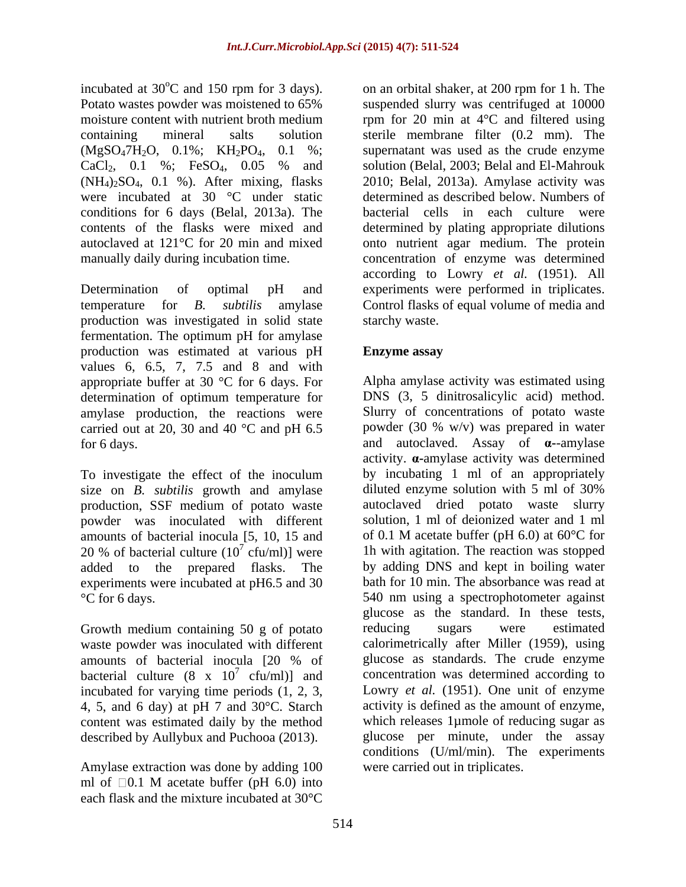incubated at 30°C and 150 rpm for 3 days). Potato wastes powder was moistened to 65% moisture content with nutrient broth medium containing mineral salts solution ($MgSO_4 7H_2O$, 0.1%; $KH_2PO_4$, 0.1 %; $CaCl_2$, 0.1 %; $FeSO_4$, 0.05 % and $(NH_4)_2SO_4$, 0.1 %). After mixing, flasks were incubated at 30 °C under static conditions for 6 days (Belal, 2013a). The contents of the flasks were mixed and autoclaved at 121°C for 20 min and mixed manually daily during incubation time.

Determination of optimal pH and temperature for *B. subtilis* amylase production was investigated in solid state fermentation. The optimum pH for amylase production was estimated at various pH values 6, 6.5, 7, 7.5 and 8 and with appropriate buffer at 30 °C for 6 days. For determination of optimum temperature for amylase production, the reactions were carried out at 20, 30 and 40 °C and pH 6.5 for 6 days.

To investigate the effect of the inoculum size on *B. subtilis* growth and amylase production, SSF medium of potato waste powder was inoculated with different amounts of bacterial inocula [5, 10, 15 and 20 % of bacterial culture ($10^7$ cfu/ml)] were added to the prepared flasks. The experiments were incubated at pH6.5 and 30 °C for 6 days.

Growth medium containing 50 g of potato waste powder was inoculated with different amounts of bacterial inocula [20 % of bacterial culture ($8 \times 10^7$ cfu/ml)] and incubated for varying time periods (1, 2, 3, 4, 5, and 6 day) at pH 7 and 30°C. Starch content was estimated daily by the method described by Aullybux and Puchooa (2013).

Amylase extraction was done by adding 100 ml of 0.1 M acetate buffer (pH 6.0) into each flask and the mixture incubated at 30°C on an orbital shaker, at 200 rpm for 1 h. The suspended slurry was centrifuged at 10000 rpm for 20 min at 4°C and filtered using sterile membrane filter (0.2 mm). The supernatant was used as the crude enzyme solution (Belal, 2003; Belal and El-Mahrouk 2010; Belal, 2013a). Amylase activity was determined as described below. Numbers of bacterial cells in each culture were determined by plating appropriate dilutions onto nutrient agar medium. The protein concentration of enzyme was determined according to Lowry *et al.* (1951). All experiments were performed in triplicates. Control flasks of equal volume of media and starchy waste.

## Enzyme assay

Alpha amylase activity was estimated using DNS (3, 5 dinitrosalicylic acid) method. Slurry of concentrations of potato waste powder (30 % w/v) was prepared in water and autoclaved. Assay of **α**--amylase activity. **α**-amylase activity was determined by incubating 1 ml of an appropriately diluted enzyme solution with 5 ml of 30% autoclaved dried potato waste slurry solution, 1 ml of deionized water and 1 ml of 0.1 M acetate buffer (pH 6.0) at 60°C for 1h with agitation. The reaction was stopped by adding DNS and kept in boiling water bath for 10 min. The absorbance was read at 540 nm using a spectrophotometer against glucose as the standard. In these tests, reducing sugars were estimated calorimetrically after Miller (1959), using glucose as standards. The crude enzyme concentration was determined according to Lowry *et al.* (1951). One unit of enzyme activity is defined as the amount of enzyme, which releases 1µmole of reducing sugar as glucose per minute, under the assay conditions (U/ml/min). The experiments were carried out in triplicates.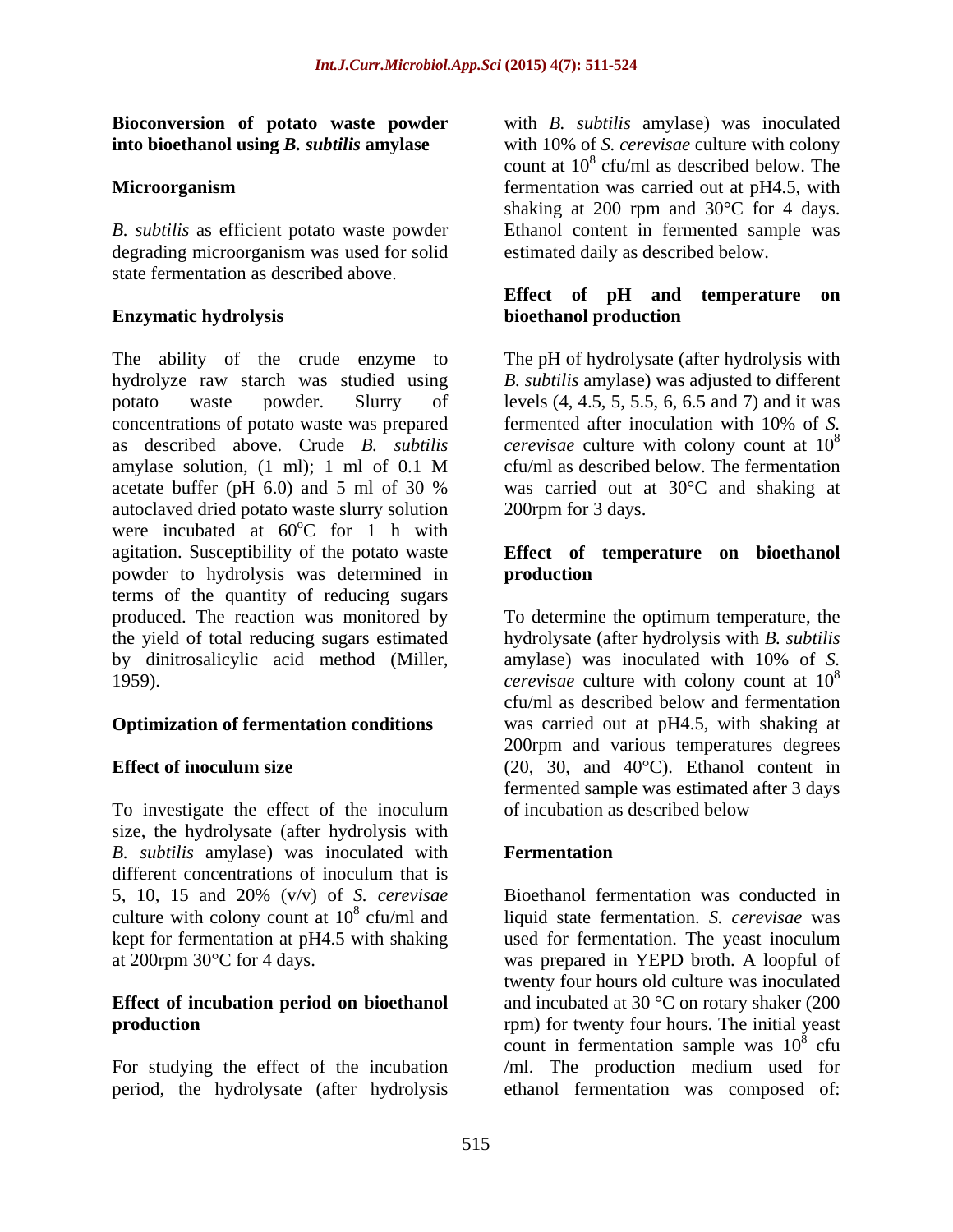### Bioconversion of potato waste powder into bioethanol using *B. subtilis* amylase

#### Microorganism

*B. subtilis* as efficient potato waste powder degrading microorganism was used for solid state fermentation as described above.

#### Enzymatic hydrolysis

The ability of the crude enzyme to hydrolyze raw starch was studied using potato waste powder. Slurry of concentrations of potato waste was prepared as described above. Crude *B. subtilis* amylase solution, (1 ml); 1 ml of 0.1 M acetate buffer (pH 6.0) and 5 ml of 30 % autoclaved dried potato waste slurry solution were incubated at 60°C for 1 h with agitation. Susceptibility of the potato waste powder to hydrolysis was determined in terms of the quantity of reducing sugars produced. The reaction was monitored by the yield of total reducing sugars estimated by dinitrosalicylic acid method (Miller, 1959).

#### Optimization of fermentation conditions

#### Effect of inoculum size

To investigate the effect of the inoculum size, the hydrolysate (after hydrolysis with *B. subtilis* amylase) was inoculated with different concentrations of inoculum that is 5, 10, 15 and 20% (v/v) of *S. cerevisae* culture with colony count at $10^8$ cfu/ml and kept for fermentation at pH4.5 with shaking at 200rpm 30°C for 4 days.

#### Effect of incubation period on bioethanol production

For studying the effect of the incubation period, the hydrolysate (after hydrolysis with *B. subtilis* amylase) was inoculated with 10% of *S. cerevisae* culture with colony count at $10^8$ cfu/ml as described below. The fermentation was carried out at pH4.5, with shaking at 200 rpm and 30°C for 4 days. Ethanol content in fermented sample was estimated daily as described below.

#### Effect of pH and temperature on bioethanol production

The pH of hydrolysate (after hydrolysis with *B. subtilis* amylase) was adjusted to different levels (4, 4.5, 5, 5.5, 6, 6.5 and 7) and it was fermented after inoculation with 10% of *S. cerevisae* culture with colony count at $10^8$ cfu/ml as described below. The fermentation was carried out at 30°C and shaking at 200rpm for 3 days.

#### Effect of temperature on bioethanol production

To determine the optimum temperature, the hydrolysate (after hydrolysis with *B. subtilis* amylase) was inoculated with 10% of *S. cerevisae* culture with colony count at $10^8$ cfu/ml as described below and fermentation was carried out at pH4.5, with shaking at 200rpm and various temperatures degrees (20, 30, and 40°C). Ethanol content in fermented sample was estimated after 3 days of incubation as described below

#### Fermentation

Bioethanol fermentation was conducted in liquid state fermentation. *S. cerevisae* was used for fermentation. The yeast inoculum was prepared in YEPD broth. A loopful of twenty four hours old culture was inoculated and incubated at 30 °C on rotary shaker (200 rpm) for twenty four hours. The initial yeast count in fermentation sample was $10^8$ cfu /ml. The production medium used for ethanol fermentation was composed of: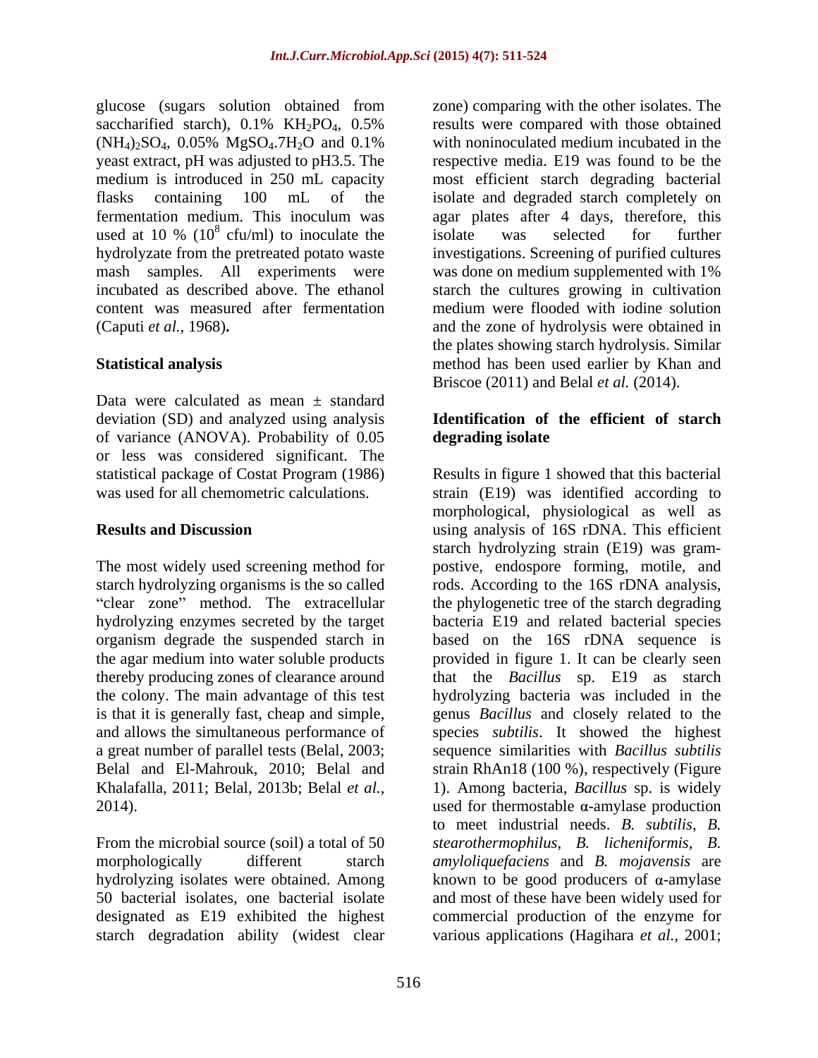glucose (sugars solution obtained from saccharified starch), 0.1% $KH_2PO_4$, 0.5% $(NH_4)_2SO_4$, 0.05% $MgSO_4.7H_2O$ and 0.1% yeast extract, pH was adjusted to pH3.5. The medium is introduced in 250 mL capacity flasks containing 100 mL of the fermentation medium. This inoculum was used at 10 % ($10^8$ cfu/ml) to inoculate the hydrolyzate from the pretreated potato waste mash samples. All experiments were incubated as described above. The ethanol content was measured after fermentation (Caputi *et al.,* 1968)**.**

## Statistical analysis

Data were calculated as mean ± standard deviation (SD) and analyzed using analysis of variance (ANOVA). Probability of 0.05 or less was considered significant. The statistical package of Costat Program (1986) was used for all chemometric calculations.

## Results and Discussion

The most widely used screening method for starch hydrolyzing organisms is the so called "clear zone" method. The extracellular hydrolyzing enzymes secreted by the target organism degrade the suspended starch in the agar medium into water soluble products thereby producing zones of clearance around the colony. The main advantage of this test is that it is generally fast, cheap and simple, and allows the simultaneous performance of a great number of parallel tests (Belal, 2003; Belal and El-Mahrouk, 2010; Belal and Khalafalla, 2011; Belal, 2013b; Belal *et al.,* 2014).

From the microbial source (soil) a total of 50 morphologically different starch hydrolyzing isolates were obtained. Among 50 bacterial isolates, one bacterial isolate designated as E19 exhibited the highest starch degradation ability (widest clear zone) comparing with the other isolates. The results were compared with those obtained with noninoculated medium incubated in the respective media. E19 was found to be the most efficient starch degrading bacterial isolate and degraded starch completely on agar plates after 4 days, therefore, this isolate was selected for further investigations. Screening of purified cultures was done on medium supplemented with 1% starch the cultures growing in cultivation medium were flooded with iodine solution and the zone of hydrolysis were obtained in the plates showing starch hydrolysis. Similar method has been used earlier by Khan and Briscoe (2011) and Belal *et al.* (2014).

### Identification of the efficient of starch degrading isolate

Results in figure 1 showed that this bacterial strain (E19) was identified according to morphological, physiological as well as using analysis of 16S rDNA. This efficient starch hydrolyzing strain (E19) was gram-postive, endospore forming, motile, and rods. According to the 16S rDNA analysis, the phylogenetic tree of the starch degrading bacteria E19 and related bacterial species based on the 16S rDNA sequence is provided in figure 1. It can be clearly seen that the *Bacillus* sp. E19 as starch hydrolyzing bacteria was included in the genus *Bacillus* and closely related to the species *subtilis*. It showed the highest sequence similarities with *Bacillus subtilis* strain RhAn18 (100 %), respectively (Figure 1). Among bacteria, *Bacillus* sp. is widely used for thermostable α-amylase production to meet industrial needs. *B. subtilis*, *B. stearothermophilus*, *B. licheniformis*, *B. amyloliquefaciens* and *B. mojavensis* are known to be good producers of α-amylase and most of these have been widely used for commercial production of the enzyme for various applications (Hagihara *et al.,* 2001;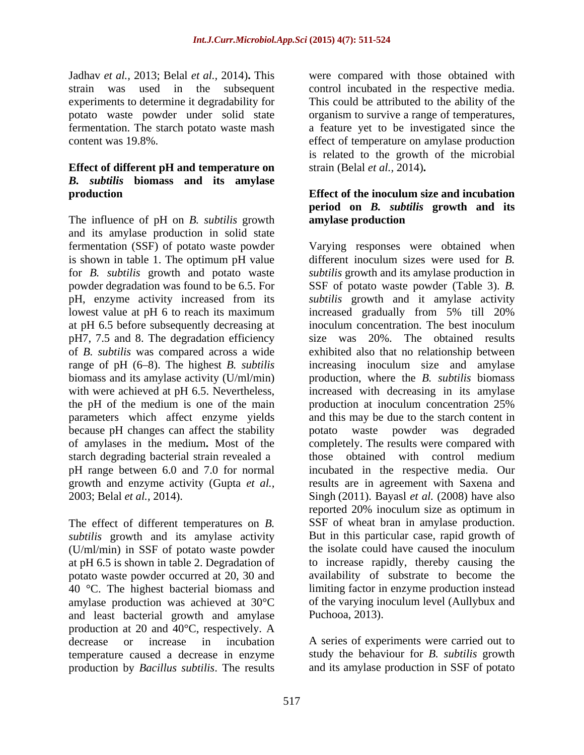Jadhav *et al.,* 2013; Belal *et al.,* 2014)**.** This strain was used in the subsequent experiments to determine it degradability for potato waste powder under solid state fermentation. The starch potato waste mash content was 19.8%.

## Effect of different pH and temperature on *B. subtilis* biomass and its amylase production

The influence of pH on *B. subtilis* growth and its amylase production in solid state fermentation (SSF) of potato waste powder is shown in table 1. The optimum pH value for *B. subtilis* growth and potato waste powder degradation was found to be 6.5. For pH, enzyme activity increased from its lowest value at pH 6 to reach its maximum at pH 6.5 before subsequently decreasing at pH7, 7.5 and 8. The degradation efficiency of *B. subtilis* was compared across a wide range of pH (6–8). The highest *B. subtilis* biomass and its amylase activity (U/ml/min) with were achieved at pH 6.5. Nevertheless, the pH of the medium is one of the main parameters which affect enzyme yields because pH changes can affect the stability of amylases in the medium**.** Most of the starch degrading bacterial strain revealed a pH range between 6.0 and 7.0 for normal growth and enzyme activity (Gupta *et al.,* 2003; Belal *et al.,* 2014).

The effect of different temperatures on *B. subtilis* growth and its amylase activity (U/ml/min) in SSF of potato waste powder at pH 6.5 is shown in table 2. Degradation of potato waste powder occurred at 20, 30 and 40 °C. The highest bacterial biomass and amylase production was achieved at 30°C and least bacterial growth and amylase production at 20 and 40°C, respectively. A decrease or increase in incubation temperature caused a decrease in enzyme production by *Bacillus subtilis*. The results were compared with those obtained with control incubated in the respective media. This could be attributed to the ability of the organism to survive a range of temperatures, a feature yet to be investigated since the effect of temperature on amylase production is related to the growth of the microbial strain (Belal *et al.,* 2014)**.**

## Effect of the inoculum size and incubation period on *B. subtilis* growth and its amylase production

Varying responses were obtained when different inoculum sizes were used for *B. subtilis* growth and its amylase production in SSF of potato waste powder (Table 3). *B. subtilis* growth and it amylase activity increased gradually from 5% till 20% inoculum concentration. The best inoculum size was 20%. The obtained results exhibited also that no relationship between increasing inoculum size and amylase production, where the *B. subtilis* biomass increased with decreasing in its amylase production at inoculum concentration 25% and this may be due to the starch content in potato waste powder was degraded completely. The results were compared with those obtained with control medium incubated in the respective media. Our results are in agreement with Saxena and Singh (2011). Bayasl *et al.* (2008) have also reported 20% inoculum size as optimum in SSF of wheat bran in amylase production. But in this particular case, rapid growth of the isolate could have caused the inoculum to increase rapidly, thereby causing the availability of substrate to become the limiting factor in enzyme production instead of the varying inoculum level (Aullybux and Puchooa, 2013).

A series of experiments were carried out to study the behaviour for *B. subtilis* growth and its amylase production in SSF of potato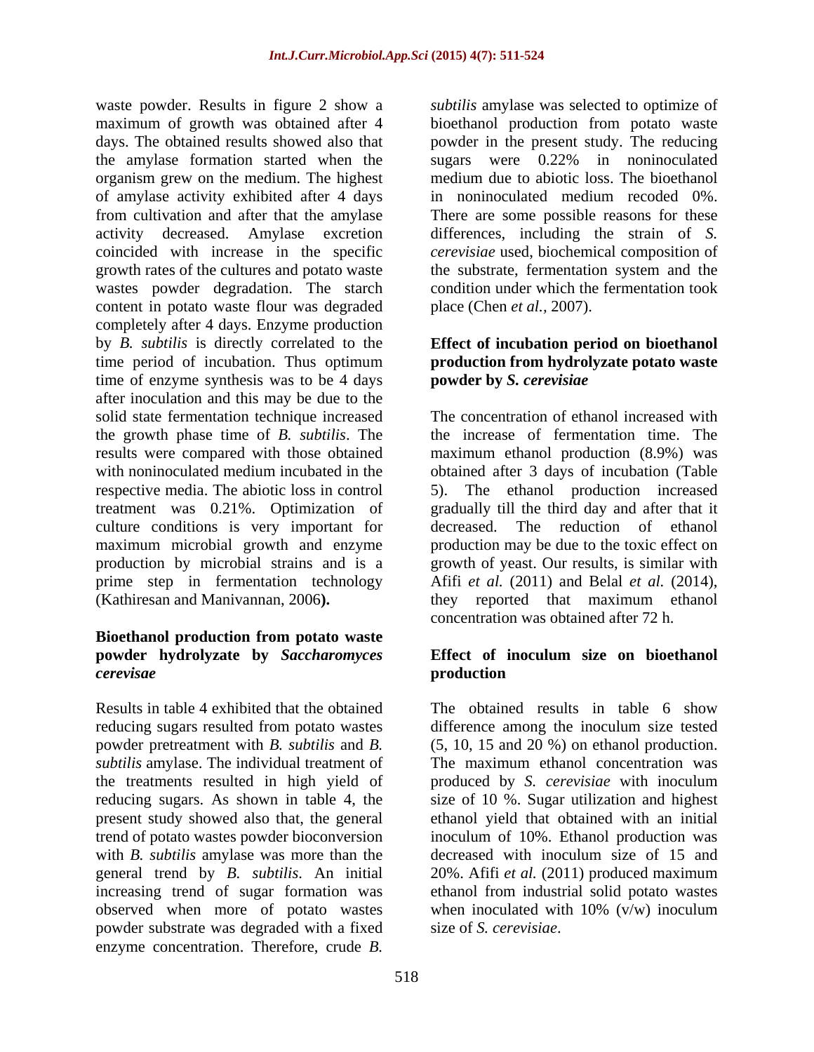waste powder. Results in figure 2 show a maximum of growth was obtained after 4 days. The obtained results showed also that the amylase formation started when the organism grew on the medium. The highest of amylase activity exhibited after 4 days from cultivation and after that the amylase activity decreased. Amylase excretion coincided with increase in the specific growth rates of the cultures and potato waste wastes powder degradation. The starch content in potato waste flour was degraded completely after 4 days. Enzyme production by *B. subtilis* is directly correlated to the time period of incubation. Thus optimum time of enzyme synthesis was to be 4 days after inoculation and this may be due to the solid state fermentation technique increased the growth phase time of *B. subtilis*. The results were compared with those obtained with noninoculated medium incubated in the respective media. The abiotic loss in control treatment was 0.21%. Optimization of culture conditions is very important for maximum microbial growth and enzyme production by microbial strains and is a prime step in fermentation technology (Kathiresan and Manivannan, 2006**).**

## Bioethanol production from potato waste powder hydrolyzate by *Saccharomyces cerevisae*

Results in table 4 exhibited that the obtained reducing sugars resulted from potato wastes powder pretreatment with *B. subtilis* and *B. subtilis* amylase. The individual treatment of the treatments resulted in high yield of reducing sugars. As shown in table 4, the present study showed also that, the general trend of potato wastes powder bioconversion with *B. subtilis* amylase was more than the general trend by *B. subtilis*. An initial increasing trend of sugar formation was observed when more of potato wastes powder substrate was degraded with a fixed enzyme concentration. Therefore, crude *B. subtilis* amylase was selected to optimize of bioethanol production from potato waste powder in the present study. The reducing sugars were 0.22% in noninoculated medium due to abiotic loss. The bioethanol in noninoculated medium recoded 0%. There are some possible reasons for these differences, including the strain of *S. cerevisiae* used, biochemical composition of the substrate, fermentation system and the condition under which the fermentation took place (Chen *et al.,* 2007).

## Effect of incubation period on bioethanol production from hydrolyzate potato waste powder by *S. cerevisiae*

The concentration of ethanol increased with the increase of fermentation time. The maximum ethanol production (8.9%) was obtained after 3 days of incubation (Table 5). The ethanol production increased gradually till the third day and after that it decreased. The reduction of ethanol production may be due to the toxic effect on growth of yeast. Our results, is similar with Afifi *et al.* (2011) and Belal *et al.* (2014), they reported that maximum ethanol concentration was obtained after 72 h.

## Effect of inoculum size on bioethanol production

The obtained results in table 6 show difference among the inoculum size tested (5, 10, 15 and 20 %) on ethanol production. The maximum ethanol concentration was produced by *S. cerevisiae* with inoculum size of 10 %. Sugar utilization and highest ethanol yield that obtained with an initial inoculum of 10%. Ethanol production was decreased with inoculum size of 15 and 20%. Afifi *et al.* (2011) produced maximum ethanol from industrial solid potato wastes when inoculated with 10% (v/w) inoculum size of *S. cerevisiae*.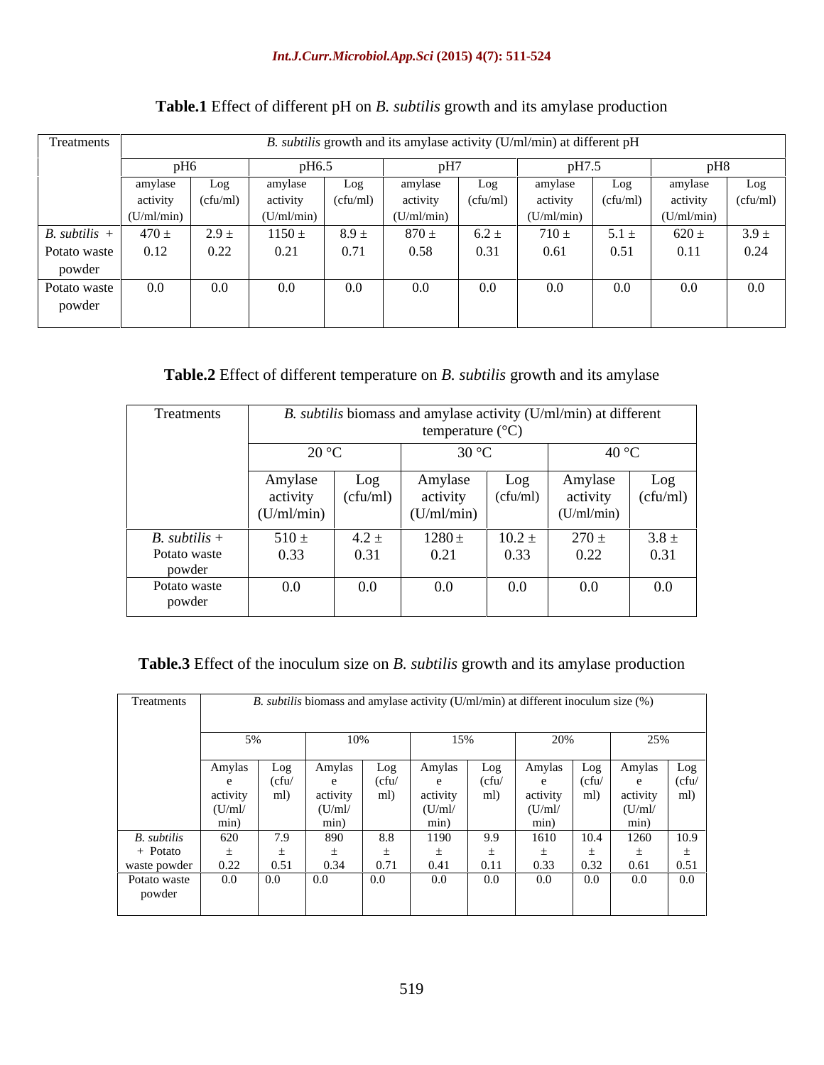**Table.1** Effect of different pH on *B. subtilis* growth and its amylase production

| Treatments | *B. subtilis* growth and its amylase activity (U/ml/min) at different pH | | | | | | | | | |
|---|---|---|---|---|---|---|---|---|---|---|
| | pH6 | | pH6.5 | | pH7 | | pH7.5 | | pH8 | |
| | amylase activity (U/ml/min) | Log (cfu/ml) | amylase activity (U/ml/min) | Log (cfu/ml) | amylase activity (U/ml/min) | Log (cfu/ml) | amylase activity (U/ml/min) | Log (cfu/ml) | amylase activity (U/ml/min) | Log (cfu/ml) |
| *B. subtilis* + Potato waste powder | 470 ± 0.12 | 2.9 ± 0.22 | 1150 ± 0.21 | 8.9 ± 0.71 | 870 ± 0.58 | 6.2 ± 0.31 | 710 ± 0.61 | 5.1 ± 0.51 | 620 ± 0.11 | 3.9 ± 0.24 |
| Potato waste powder | 0.0 | 0.0 | 0.0 | 0.0 | 0.0 | 0.0 | 0.0 | 0.0 | 0.0 | 0.0 |

**Table.2** Effect of different temperature on *B. subtilis* growth and its amylase

| Treatments | *B. subtilis* biomass and amylase activity (U/ml/min) at different temperature (°C) | | | | | |
|---|---|---|---|---|---|---|
| | 20 °C | | 30 °C | | 40 °C | |
| | Amylase activity (U/ml/min) | Log (cfu/ml) | Amylase activity (U/ml/min) | Log (cfu/ml) | Amylase activity (U/ml/min) | Log (cfu/ml) |
| *B. subtilis* + Potato waste powder | 510 ± 0.33 | 4.2 ± 0.31 | 1280 ± 0.21 | 10.2 ± 0.33 | 270 ± 0.22 | 3.8 ± 0.31 |
| Potato waste powder | 0.0 | 0.0 | 0.0 | 0.0 | 0.0 | 0.0 |

**Table.3** Effect of the inoculum size on *B. subtilis* growth and its amylase production

| Treatments | *B. subtilis* biomass and amylase activity (U/ml/min) at different inoculum size (%) | | | | | | | | | |
|---|---|---|---|---|---|---|---|---|---|---|
| | 5% | | 10% | | 15% | | 20% | | 25% | |
| | Amylase activity (U/ml/min) | Log (cfu/ml) | Amylase activity (U/ml/min) | Log (cfu/ml) | Amylase activity (U/ml/min) | Log (cfu/ml) | Amylase activity (U/ml/min) | Log (cfu/ml) | Amylase activity (U/ml/min) | Log (cfu/ml) |
| *B. subtilis* + Potato waste powder | 620 ± 0.22 | 7.9 ± 0.51 | 890 ± 0.34 | 8.8 ± 0.71 | 1190 ± 0.41 | 9.9 ± 0.11 | 1610 ± 0.33 | 10.4 ± 0.32 | 1260 ± 0.61 | 10.9 ± 0.51 |
| Potato waste powder | 0.0 | 0.0 | 0.0 | 0.0 | 0.0 | 0.0 | 0.0 | 0.0 | 0.0 | 0.0 |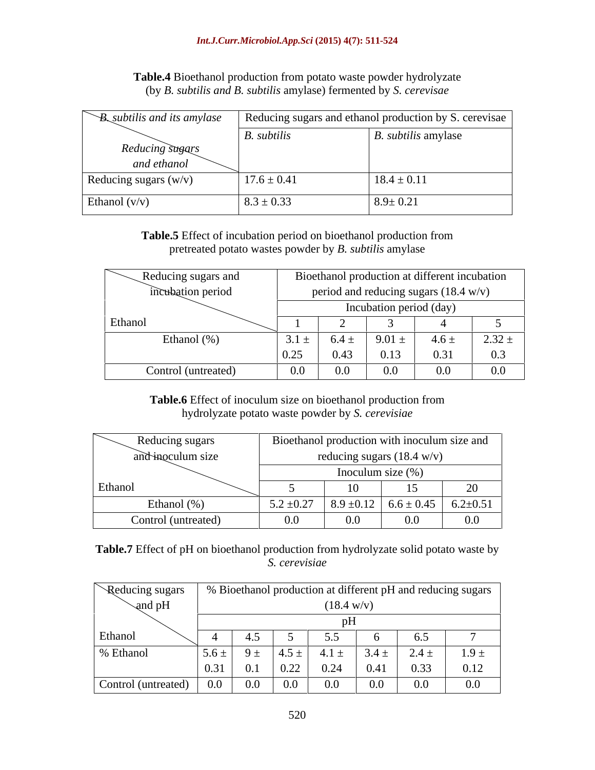**Table.4** Bioethanol production from potato waste powder hydrolyzate (by *B. subtilis and B. subtilis* amylase) fermented by *S. cerevisae*

| *B. subtilis and its amylase* / *Reducing sugars and ethanol* | Reducing sugars and ethanol production by S. cerevisae | |
|---|---|---|
| | *B. subtilis* | *B. subtilis* amylase |
| Reducing sugars (w/v) | 17.6 ± 0.41 | 18.4 ± 0.11 |
| Ethanol (v/v) | 8.3 ± 0.33 | 8.9± 0.21 |

**Table.5** Effect of incubation period on bioethanol production from pretreated potato wastes powder by *B. subtilis* amylase

| Reducing sugars and incubation period / Ethanol | Bioethanol production at different incubation period and reducing sugars (18.4 w/v) | | | | |
|---|---|---|---|---|---|
| | Incubation period (day) | | | | |
| | 1 | 2 | 3 | 4 | 5 |
| Ethanol (%) | 3.1 ± 0.25 | 6.4 ± 0.43 | 9.01 ± 0.13 | 4.6 ± 0.31 | 2.32 ± 0.3 |
| Control (untreated) | 0.0 | 0.0 | 0.0 | 0.0 | 0.0 |

**Table.6** Effect of inoculum size on bioethanol production from hydrolyzate potato waste powder by *S. cerevisiae*

| Reducing sugars and inoculum size / Ethanol | Bioethanol production with inoculum size and reducing sugars (18.4 w/v) | | | |
|---|---|---|---|---|
| | Inoculum size (%) | | | |
| | 5 | 10 | 15 | 20 |
| Ethanol (%) | 5.2 ±0.27 | 8.9 ±0.12 | 6.6 ± 0.45 | 6.2±0.51 |
| Control (untreated) | 0.0 | 0.0 | 0.0 | 0.0 |

**Table.7** Effect of pH on bioethanol production from hydrolyzate solid potato waste by *S. cerevisiae*

| Reducing sugars and pH / Ethanol | % Bioethanol production at different pH and reducing sugars (18.4 w/v) | | | | | | |
|---|---|---|---|---|---|---|---|
| | pH | | | | | | |
| | 4 | 4.5 | 5 | 5.5 | 6 | 6.5 | 7 |
| % Ethanol | 5.6 ± 0.31 | 9 ± 0.1 | 4.5 ± 0.22 | 4.1 ± 0.24 | 3.4 ± 0.41 | 2.4 ± 0.33 | 1.9 ± 0.12 |
| Control (untreated) | 0.0 | 0.0 | 0.0 | 0.0 | 0.0 | 0.0 | 0.0 |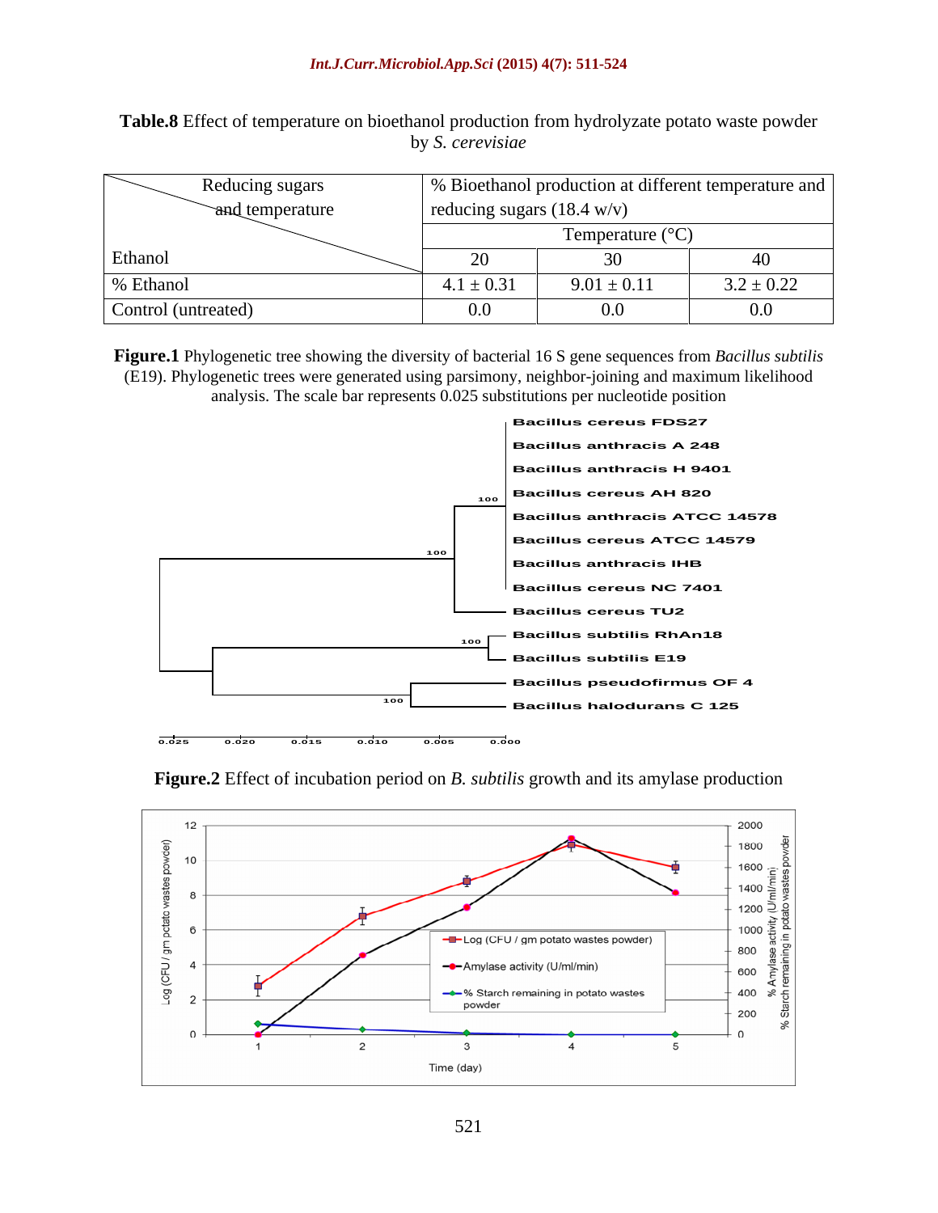**Table.8** Effect of temperature on bioethanol production from hydrolyzate potato waste powder by *S. cerevisiae*

| Reducing sugars and temperature / Ethanol | % Bioethanol production at different temperature and reducing sugars (18.4 w/v) | | |
|---|---|---|---|
| | Temperature (°C) | | |
| | 20 | 30 | 40 |
| % Ethanol | 4.1 ± 0.31 | 9.01 ± 0.11 | 3.2 ± 0.22 |
| Control (untreated) | 0.0 | 0.0 | 0.0 |

**Figure.1** Phylogenetic tree showing the diversity of bacterial 16 S gene sequences from *Bacillus subtilis* (E19). Phylogenetic trees were generated using parsimony, neighbor-joining and maximum likelihood analysis. The scale bar represents 0.025 substitutions per nucleotide position

**Figure.2** Effect of incubation period on *B. subtilis* growth and its amylase production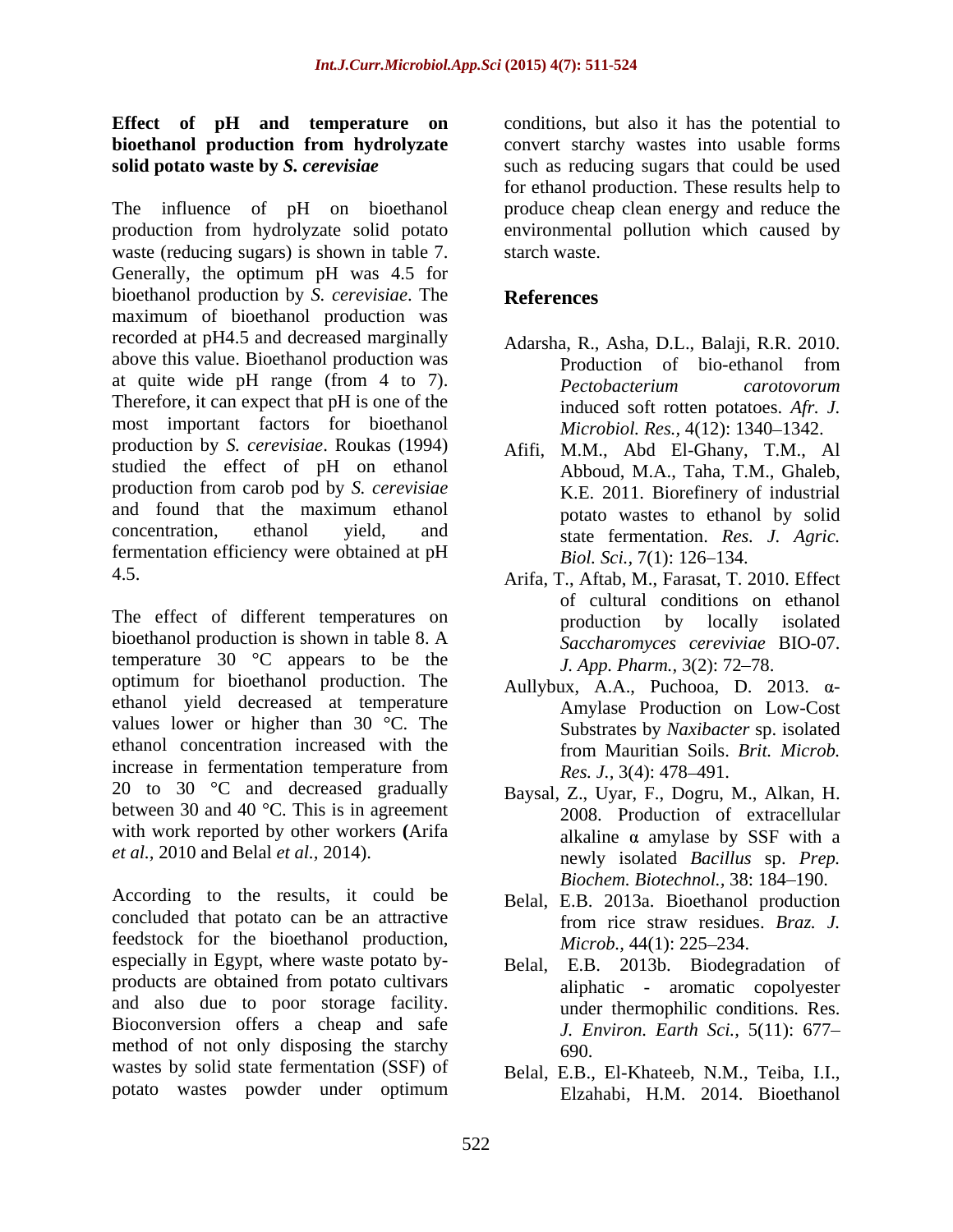**Effect of pH and temperature on bioethanol production from hydrolyzate solid potato waste by *S. cerevisiae***

The influence of pH on bioethanol production from hydrolyzate solid potato waste (reducing sugars) is shown in table 7. Generally, the optimum pH was 4.5 for bioethanol production by *S. cerevisiae*. The maximum of bioethanol production was recorded at pH4.5 and decreased marginally above this value. Bioethanol production was at quite wide pH range (from 4 to 7). Therefore, it can expect that pH is one of the most important factors for bioethanol production by *S. cerevisiae*. Roukas (1994) studied the effect of pH on ethanol production from carob pod by *S. cerevisiae* and found that the maximum ethanol concentration, ethanol yield, and fermentation efficiency were obtained at pH 4.5.

The effect of different temperatures on bioethanol production is shown in table 8. A temperature 30 °C appears to be the optimum for bioethanol production. The ethanol yield decreased at temperature values lower or higher than 30 °C. The ethanol concentration increased with the increase in fermentation temperature from 20 to 30 °C and decreased gradually between 30 and 40 °C. This is in agreement with work reported by other workers **(**Arifa *et al.,* 2010 and Belal *et al.,* 2014).

According to the results, it could be concluded that potato can be an attractive feedstock for the bioethanol production, especially in Egypt, where waste potato by-products are obtained from potato cultivars and also due to poor storage facility. Bioconversion offers a cheap and safe method of not only disposing the starchy wastes by solid state fermentation (SSF) of potato wastes powder under optimum conditions, but also it has the potential to convert starchy wastes into usable forms such as reducing sugars that could be used for ethanol production. These results help to produce cheap clean energy and reduce the environmental pollution which caused by starch waste.

## References

Adarsha, R., Asha, D.L., Balaji, R.R. 2010. Production of bio-ethanol from *Pectobacterium carotovorum* induced soft rotten potatoes. *Afr. J. Microbiol. Res.,* 4(12): 1340–1342.

Afifi, M.M., Abd El-Ghany, T.M., Al Abboud, M.A., Taha, T.M., Ghaleb, K.E. 2011. Biorefinery of industrial potato wastes to ethanol by solid state fermentation. *Res. J. Agric. Biol. Sci.,* 7(1): 126–134.

Arifa, T., Aftab, M., Farasat, T. 2010. Effect of cultural conditions on ethanol production by locally isolated *Saccharomyces cereviciae* BIO-07. *J. App. Pharm.,* 3(2): 72–78.

Aullybux, A.A., Puchooa, D. 2013. α-Amylase Production on Low-Cost Substrates by *Naxibacter* sp. isolated from Mauritian Soils. *Brit. Microb. Res. J.,* 3(4): 478–491.

Baysal, Z., Uyar, F., Dogru, M., Alkan, H. 2008. Production of extracellular alkaline α amylase by SSF with a newly isolated *Bacillus* sp. *Prep. Biochem. Biotechnol.,* 38: 184–190.

Belal, E.B. 2013a. Bioethanol production from rice straw residues. *Braz. J. Microb.,* 44(1): 225–234.

Belal, E.B. 2013b. Biodegradation of aliphatic - aromatic copolyester under thermophilic conditions. Res. *J. Environ. Earth Sci.,* 5(11): 677–690.

Belal, E.B., El-Khateeb, N.M., Teiba, I.I., Elzahabi, H.M. 2014. Bioethanol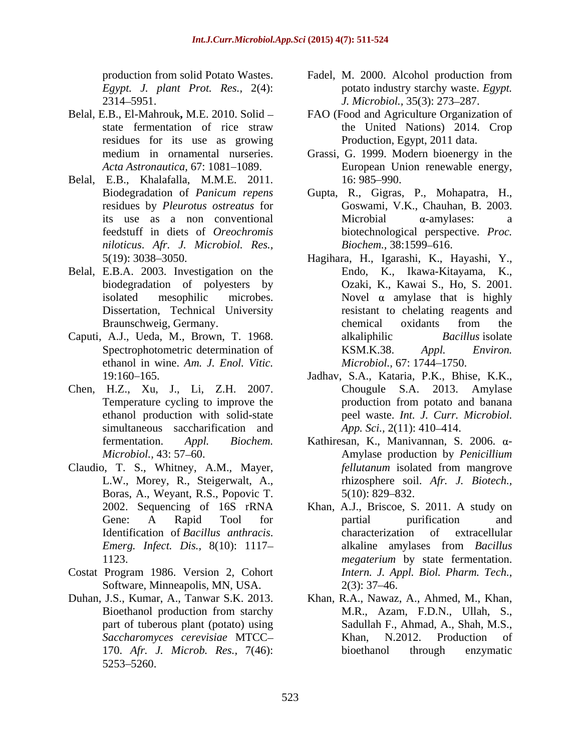production from solid Potato Wastes. *Egypt. J. plant Prot. Res.,* 2(4): 2314–5951.

Belal, E.B., El-Mahrouk**,** M.E. 2010. Solid – state fermentation of rice straw residues for its use as growing medium in ornamental nurseries. *Acta Astronautica,* 67: 1081–1089.

Belal, E.B., Khalafalla, M.M.E. 2011. Biodegradation of *Panicum repens* residues by *Pleurotus ostreatus* for its use as a non conventional feedstuff in diets of *Oreochromis niloticus*. *Afr. J. Microbiol. Res.,* 5(19): 3038–3050.

Belal, E.B.A. 2003. Investigation on the biodegradation of polyesters by isolated mesophilic microbes. Dissertation, Technical University Braunschweig, Germany.

Caputi, A.J., Ueda, M., Brown, T. 1968. Spectrophotometric determination of ethanol in wine. *Am. J. Enol. Vitic.* 19:160–165.

Chen, H.Z., Xu, J., Li, Z.H. 2007. Temperature cycling to improve the ethanol production with solid-state simultaneous saccharification and fermentation. *Appl. Biochem. Microbiol.,* 43: 57–60.

Claudio, T. S., Whitney, A.M., Mayer, L.W., Morey, R., Steigerwalt, A., Boras, A., Weyant, R.S., Popovic T. 2002. Sequencing of 16S rRNA Gene: A Rapid Tool for Identification of *Bacillus anthracis*. *Emerg. Infect. Dis.,* 8(10): 1117–1123.

Costat Program 1986. Version 2, Cohort Software, Minneapolis, MN, USA.

Duhan, J.S., Kumar, A., Tanwar S.K. 2013. Bioethanol production from starchy part of tuberous plant (potato) using *Saccharomyces cerevisiae* MTCC–170. *Afr. J. Microb. Res.,* 7(46): 5253–5260.

Fadel, M. 2000. Alcohol production from potato industry starchy waste. *Egypt. J. Microbiol.*, 35(3): 273–287.

FAO (Food and Agriculture Organization of the United Nations) 2014. Crop Production, Egypt, 2011 data.

Grassi, G. 1999. Modern bioenergy in the European Union renewable energy, 16: 985–990.

Gupta, R., Gigras, P., Mohapatra, H., Goswami, V.K., Chauhan, B. 2003. Microbial α-amylases: a biotechnological perspective. *Proc. Biochem.,* 38:1599–616.

Hagihara, H., Igarashi, K., Hayashi, Y., Endo, K., Ikawa-Kitayama, K., Ozaki, K., Kawai S., Ho, S. 2001. Novel α amylase that is highly resistant to chelating reagents and chemical oxidants from the alkaliphilic *Bacillus* isolate KSM.K.38. *Appl. Environ. Microbiol.,* 67: 1744–1750.

Jadhav, S.A., Kataria, P.K., Bhise, K.K., Chougule S.A. 2013. Amylase production from potato and banana peel waste. *Int. J. Curr. Microbiol. App. Sci.,* 2(11): 410–414.

Kathiresan, K., Manivannan, S. 2006. α-Amylase production by *Penicillium fellutanum* isolated from mangrove rhizosphere soil. *Afr. J. Biotech.,* 5(10): 829–832.

Khan, A.J., Briscoe, S. 2011. A study on partial purification and characterization of extracellular alkaline amylases from *Bacillus megaterium* by state fermentation. *Intern. J. Appl. Biol. Pharm. Tech.,* 2(3): 37–46.

Khan, R.A., Nawaz, A., Ahmed, M., Khan, M.R., Azam, F.D.N., Ullah, S., Sadullah F., Ahmad, A., Shah, M.S., Khan, N.2012. Production of bioethanol through enzymatic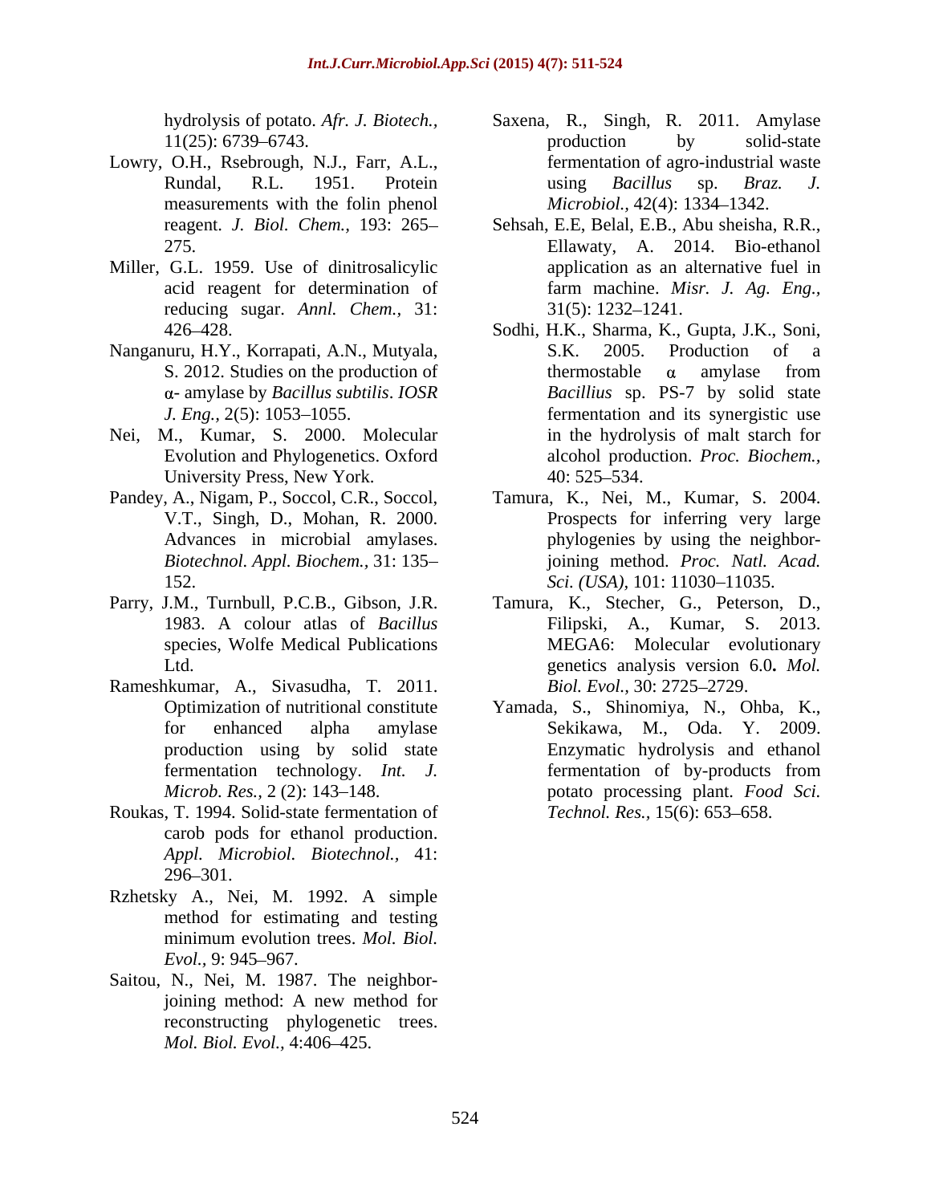hydrolysis of potato. *Afr. J. Biotech.,* 11(25): 6739–6743.

Lowry, O.H., Rsebrough, N.J., Farr, A.L., Rundal, R.L. 1951. Protein measurements with the folin phenol reagent. *J. Biol. Chem.,* 193: 265–275.

Miller, G.L. 1959. Use of dinitrosalicylic acid reagent for determination of reducing sugar. *Annl. Chem.,* 31: 426–428.

Nanganuru, H.Y., Korrapati, A.N., Mutyala, S. 2012. Studies on the production of α- amylase by *Bacillus subtilis*. *IOSR J. Eng.,* 2(5): 1053–1055.

Nei, M., Kumar, S. 2000. Molecular Evolution and Phylogenetics. Oxford University Press, New York.

Pandey, A., Nigam, P., Soccol, C.R., Soccol, V.T., Singh, D., Mohan, R. 2000. Advances in microbial amylases. *Biotechnol. Appl. Biochem.,* 31: 135–152.

Parry, J.M., Turnbull, P.C.B., Gibson, J.R. 1983. A colour atlas of *Bacillus* species, Wolfe Medical Publications Ltd.

Rameshkumar, A., Sivasudha, T. 2011. Optimization of nutritional constitute for enhanced alpha amylase production using by solid state fermentation technology. *Int. J. Microb. Res.,* 2 (2): 143–148.

Roukas, T. 1994. Solid-state fermentation of carob pods for ethanol production. *Appl. Microbiol. Biotechnol.,* 41: 296–301.

Rzhetsky A., Nei, M. 1992. A simple method for estimating and testing minimum evolution trees. *Mol. Biol. Evol.,* 9: 945–967.

Saitou, N., Nei, M. 1987. The neighbor-joining method: A new method for reconstructing phylogenetic trees. *Mol. Biol. Evol.,* 4:406–425.

Saxena, R., Singh, R. 2011. Amylase production by solid-state fermentation of agro-industrial waste using *Bacillus* sp. *Braz. J. Microbiol.,* 42(4): 1334–1342.

Sehsah, E.E, Belal, E.B., Abu sheisha, R.R., Ellawaty, A. 2014. Bio-ethanol application as an alternative fuel in farm machine. *Misr. J. Ag. Eng.,* 31(5): 1232–1241.

Sodhi, H.K., Sharma, K., Gupta, J.K., Soni, S.K. 2005. Production of a thermostable α amylase from *Bacillius* sp. PS-7 by solid state fermentation and its synergistic use in the hydrolysis of malt starch for alcohol production. *Proc. Biochem.,* 40: 525–534.

Tamura, K., Nei, M., Kumar, S. 2004. Prospects for inferring very large phylogenies by using the neighbor-joining method. *Proc. Natl. Acad. Sci. (USA),* 101: 11030–11035.

Tamura, K., Stecher, G., Peterson, D., Filipski, A., Kumar, S. 2013. MEGA6: Molecular evolutionary genetics analysis version 6.0**.** *Mol. Biol. Evol.,* 30: 2725–2729.

Yamada, S., Shinomiya, N., Ohba, K., Sekikawa, M., Oda. Y. 2009. Enzymatic hydrolysis and ethanol fermentation of by-products from potato processing plant. *Food Sci. Technol. Res.,* 15(6): 653–658.